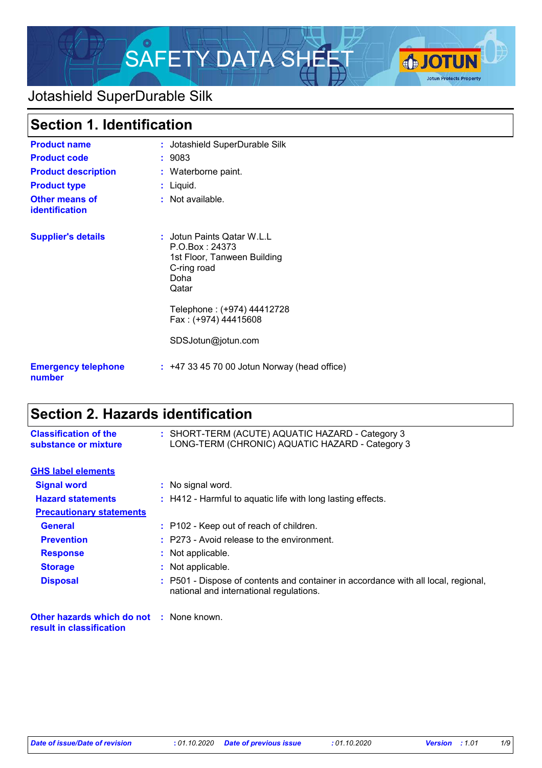# SAFETY DATA SHEET

## Jotashield SuperDurable Silk

## Section 1. Identification

| | |
|---|---|
| **Product name** | : Jotashield SuperDurable Silk |
| **Product code** | : 9083 |
| **Product description** | : Waterborne paint. |
| **Product type** | : Liquid. |
| **Other means of identification** | : Not available. |
| **Supplier's details** | : Jotun Paints Qatar W.L.L<br>P.O.Box : 24373<br>1st Floor, Tanween Building<br>C-ring road<br>Doha<br>Qatar<br><br>Telephone : (+974) 44412728<br>Fax : (+974) 44415608<br><br>SDSJotun@jotun.com |
| **Emergency telephone number** | : +47 33 45 70 00 Jotun Norway (head office) |

## Section 2. Hazards identification

| | |
|---|---|
| **Classification of the substance or mixture** | : SHORT-TERM (ACUTE) AQUATIC HAZARD - Category 3<br>LONG-TERM (CHRONIC) AQUATIC HAZARD - Category 3 |

**GHS label elements**

| | |
|---|---|
| **Signal word** | : No signal word. |
| **Hazard statements** | : H412 - Harmful to aquatic life with long lasting effects. |

**Precautionary statements**

| | |
|---|---|
| **General** | : P102 - Keep out of reach of children. |
| **Prevention** | : P273 - Avoid release to the environment. |
| **Response** | : Not applicable. |
| **Storage** | : Not applicable. |
| **Disposal** | : P501 - Dispose of contents and container in accordance with all local, regional, national and international regulations. |

| | |
|---|---|
| **Other hazards which do not result in classification** | : None known. |

*Date of issue/Date of revision* : 01.10.2020 *Date of previous issue* : 01.10.2020 *Version* : 1.01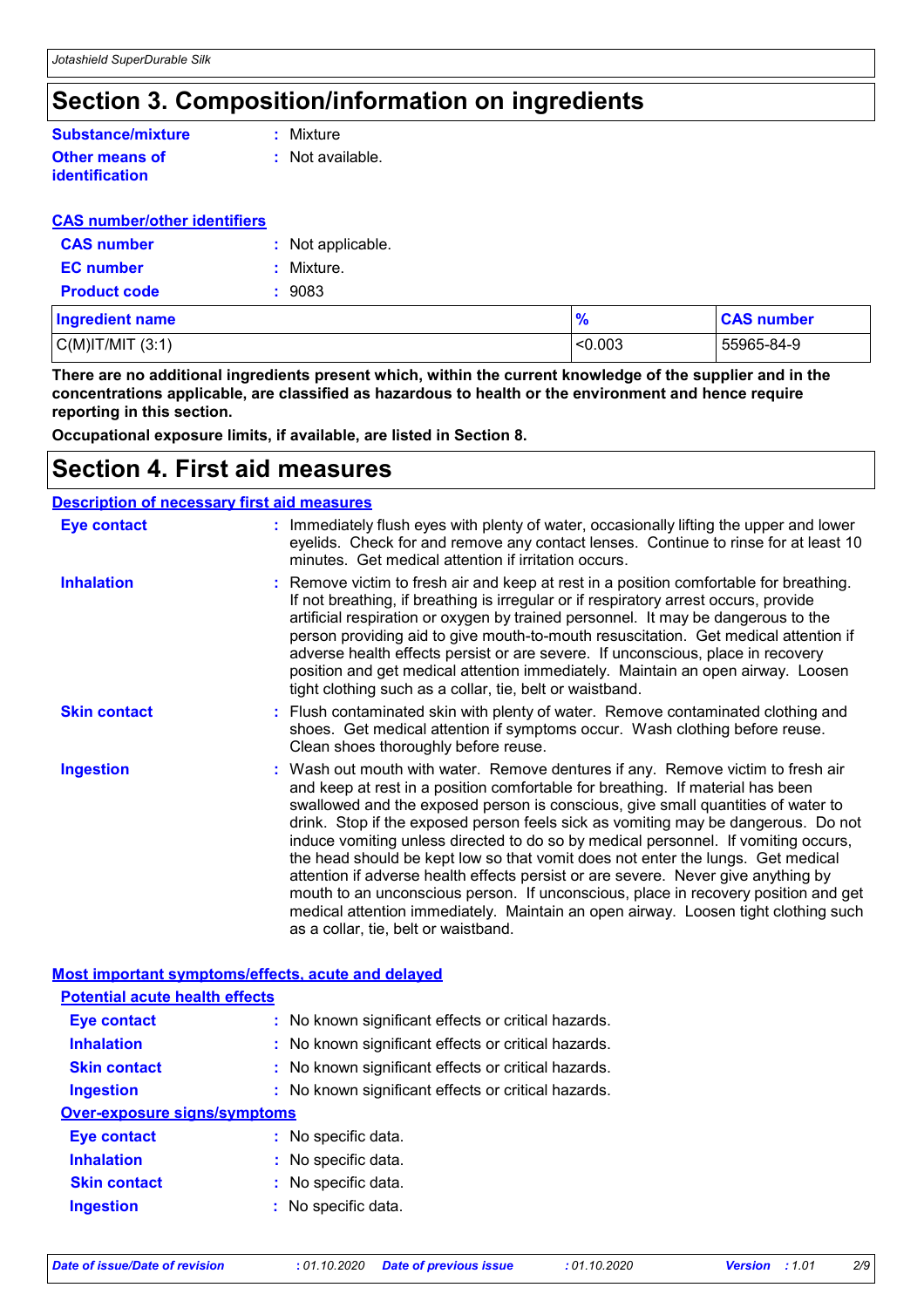# Section 3. Composition/information on ingredients

**Substance/mixture** : Mixture

**Other means of identification** : Not available.

**CAS number/other identifiers**

**CAS number** : Not applicable.

**EC number** : Mixture.

**Product code** : 9083

| Ingredient name | % | CAS number |
|---|---|---|
| C(M)IT/MIT (3:1) | <0.003 | 55965-84-9 |

**There are no additional ingredients present which, within the current knowledge of the supplier and in the concentrations applicable, are classified as hazardous to health or the environment and hence require reporting in this section.**

**Occupational exposure limits, if available, are listed in Section 8.**

# Section 4. First aid measures

**Description of necessary first aid measures**

**Eye contact** : Immediately flush eyes with plenty of water, occasionally lifting the upper and lower eyelids. Check for and remove any contact lenses. Continue to rinse for at least 10 minutes. Get medical attention if irritation occurs.

**Inhalation** : Remove victim to fresh air and keep at rest in a position comfortable for breathing. If not breathing, if breathing is irregular or if respiratory arrest occurs, provide artificial respiration or oxygen by trained personnel. It may be dangerous to the person providing aid to give mouth-to-mouth resuscitation. Get medical attention if adverse health effects persist or are severe. If unconscious, place in recovery position and get medical attention immediately. Maintain an open airway. Loosen tight clothing such as a collar, tie, belt or waistband.

**Skin contact** : Flush contaminated skin with plenty of water. Remove contaminated clothing and shoes. Get medical attention if symptoms occur. Wash clothing before reuse. Clean shoes thoroughly before reuse.

**Ingestion** : Wash out mouth with water. Remove dentures if any. Remove victim to fresh air and keep at rest in a position comfortable for breathing. If material has been swallowed and the exposed person is conscious, give small quantities of water to drink. Stop if the exposed person feels sick as vomiting may be dangerous. Do not induce vomiting unless directed to do so by medical personnel. If vomiting occurs, the head should be kept low so that vomit does not enter the lungs. Get medical attention if adverse health effects persist or are severe. Never give anything by mouth to an unconscious person. If unconscious, place in recovery position and get medical attention immediately. Maintain an open airway. Loosen tight clothing such as a collar, tie, belt or waistband.

**Most important symptoms/effects, acute and delayed**

**Potential acute health effects**

**Eye contact** : No known significant effects or critical hazards.

**Inhalation** : No known significant effects or critical hazards.

**Skin contact** : No known significant effects or critical hazards.

**Ingestion** : No known significant effects or critical hazards.

**Over-exposure signs/symptoms**

**Eye contact** : No specific data.

**Inhalation** : No specific data.

**Skin contact** : No specific data.

**Ingestion** : No specific data.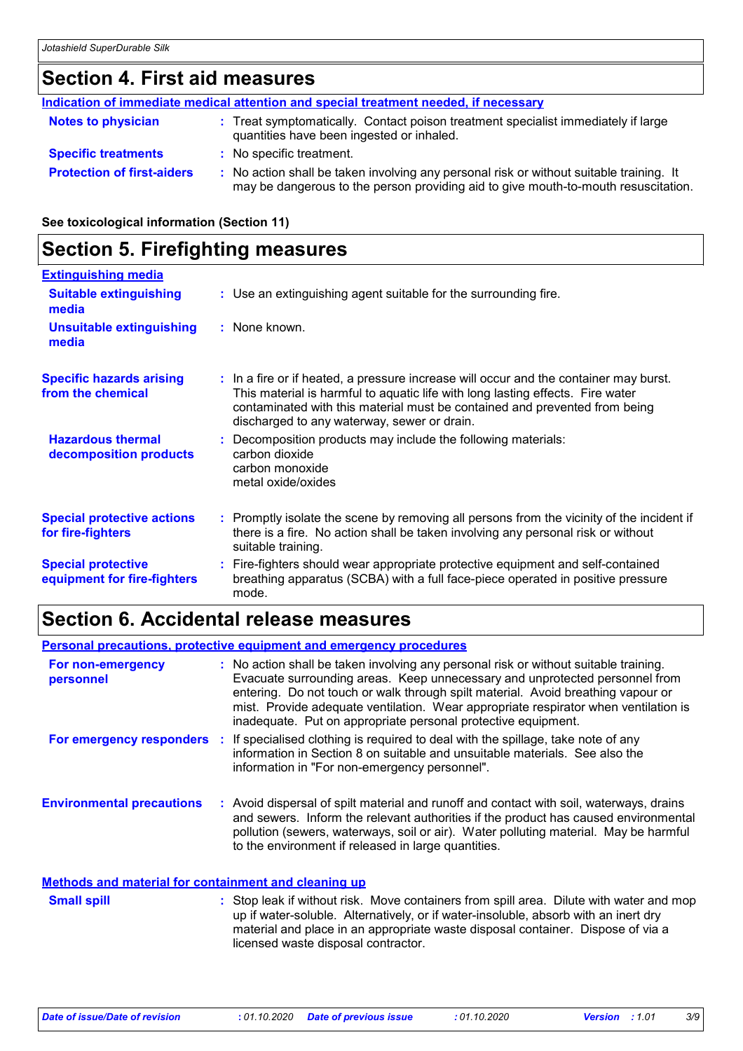## Section 4. First aid measures

**Indication of immediate medical attention and special treatment needed, if necessary**

| | |
|---|---|
| **Notes to physician** | : Treat symptomatically. Contact poison treatment specialist immediately if large quantities have been ingested or inhaled. |
| **Specific treatments** | : No specific treatment. |
| **Protection of first-aiders** | : No action shall be taken involving any personal risk or without suitable training. It may be dangerous to the person providing aid to give mouth-to-mouth resuscitation. |

**See toxicological information (Section 11)**

## Section 5. Firefighting measures

**Extinguishing media**

| | |
|---|---|
| **Suitable extinguishing media** | : Use an extinguishing agent suitable for the surrounding fire. |
| **Unsuitable extinguishing media** | : None known. |
| **Specific hazards arising from the chemical** | : In a fire or if heated, a pressure increase will occur and the container may burst. This material is harmful to aquatic life with long lasting effects. Fire water contaminated with this material must be contained and prevented from being discharged to any waterway, sewer or drain. |
| **Hazardous thermal decomposition products** | : Decomposition products may include the following materials: carbon dioxide carbon monoxide metal oxide/oxides |
| **Special protective actions for fire-fighters** | : Promptly isolate the scene by removing all persons from the vicinity of the incident if there is a fire. No action shall be taken involving any personal risk or without suitable training. |
| **Special protective equipment for fire-fighters** | : Fire-fighters should wear appropriate protective equipment and self-contained breathing apparatus (SCBA) with a full face-piece operated in positive pressure mode. |

## Section 6. Accidental release measures

**Personal precautions, protective equipment and emergency procedures**

| | |
|---|---|
| **For non-emergency personnel** | : No action shall be taken involving any personal risk or without suitable training. Evacuate surrounding areas. Keep unnecessary and unprotected personnel from entering. Do not touch or walk through spilt material. Avoid breathing vapour or mist. Provide adequate ventilation. Wear appropriate respirator when ventilation is inadequate. Put on appropriate personal protective equipment. |
| **For emergency responders** | : If specialised clothing is required to deal with the spillage, take note of any information in Section 8 on suitable and unsuitable materials. See also the information in "For non-emergency personnel". |
| **Environmental precautions** | : Avoid dispersal of spilt material and runoff and contact with soil, waterways, drains and sewers. Inform the relevant authorities if the product has caused environmental pollution (sewers, waterways, soil or air). Water polluting material. May be harmful to the environment if released in large quantities. |

**Methods and material for containment and cleaning up**

| | |
|---|---|
| **Small spill** | : Stop leak if without risk. Move containers from spill area. Dilute with water and mop up if water-soluble. Alternatively, or if water-insoluble, absorb with an inert dry material and place in an appropriate waste disposal container. Dispose of via a licensed waste disposal contractor. |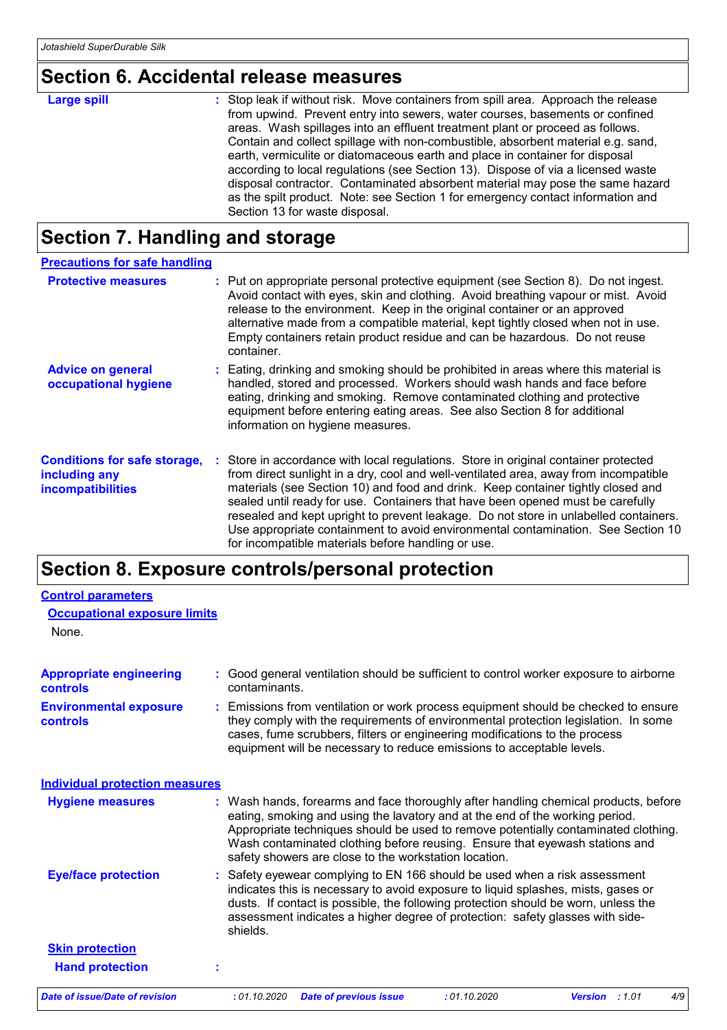# Section 6. Accidental release measures

**Large spill** : Stop leak if without risk. Move containers from spill area. Approach the release from upwind. Prevent entry into sewers, water courses, basements or confined areas. Wash spillages into an effluent treatment plant or proceed as follows. Contain and collect spillage with non-combustible, absorbent material e.g. sand, earth, vermiculite or diatomaceous earth and place in container for disposal according to local regulations (see Section 13). Dispose of via a licensed waste disposal contractor. Contaminated absorbent material may pose the same hazard as the spilt product. Note: see Section 1 for emergency contact information and Section 13 for waste disposal.

# Section 7. Handling and storage

## Precautions for safe handling

**Protective measures** : Put on appropriate personal protective equipment (see Section 8). Do not ingest. Avoid contact with eyes, skin and clothing. Avoid breathing vapour or mist. Avoid release to the environment. Keep in the original container or an approved alternative made from a compatible material, kept tightly closed when not in use. Empty containers retain product residue and can be hazardous. Do not reuse container.

**Advice on general occupational hygiene** : Eating, drinking and smoking should be prohibited in areas where this material is handled, stored and processed. Workers should wash hands and face before eating, drinking and smoking. Remove contaminated clothing and protective equipment before entering eating areas. See also Section 8 for additional information on hygiene measures.

**Conditions for safe storage, including any incompatibilities** : Store in accordance with local regulations. Store in original container protected from direct sunlight in a dry, cool and well-ventilated area, away from incompatible materials (see Section 10) and food and drink. Keep container tightly closed and sealed until ready for use. Containers that have been opened must be carefully resealed and kept upright to prevent leakage. Do not store in unlabelled containers. Use appropriate containment to avoid environmental contamination. See Section 10 for incompatible materials before handling or use.

# Section 8. Exposure controls/personal protection

## Control parameters

### Occupational exposure limits

None.

**Appropriate engineering controls** : Good general ventilation should be sufficient to control worker exposure to airborne contaminants.

**Environmental exposure controls** : Emissions from ventilation or work process equipment should be checked to ensure they comply with the requirements of environmental protection legislation. In some cases, fume scrubbers, filters or engineering modifications to the process equipment will be necessary to reduce emissions to acceptable levels.

## Individual protection measures

**Hygiene measures** : Wash hands, forearms and face thoroughly after handling chemical products, before eating, smoking and using the lavatory and at the end of the working period. Appropriate techniques should be used to remove potentially contaminated clothing. Wash contaminated clothing before reusing. Ensure that eyewash stations and safety showers are close to the workstation location.

**Eye/face protection** : Safety eyewear complying to EN 166 should be used when a risk assessment indicates this is necessary to avoid exposure to liquid splashes, mists, gases or dusts. If contact is possible, the following protection should be worn, unless the assessment indicates a higher degree of protection: safety glasses with side-shields.

### Skin protection

**Hand protection** :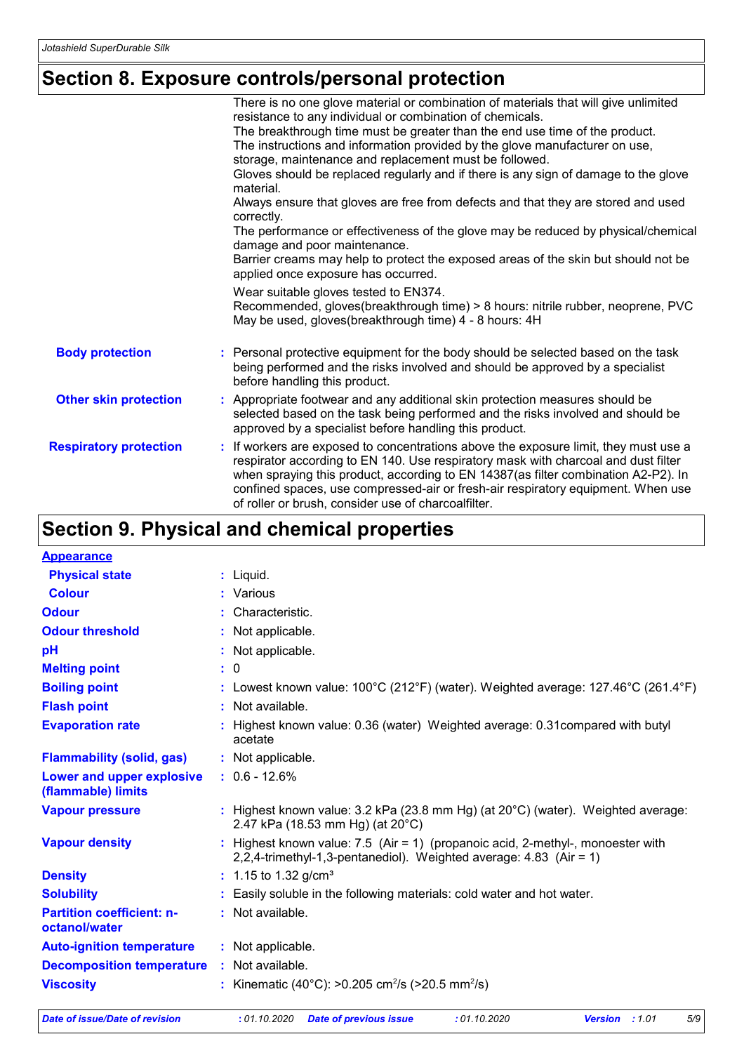## Section 8. Exposure controls/personal protection

There is no one glove material or combination of materials that will give unlimited resistance to any individual or combination of chemicals.
The breakthrough time must be greater than the end use time of the product.
The instructions and information provided by the glove manufacturer on use, storage, maintenance and replacement must be followed.
Gloves should be replaced regularly and if there is any sign of damage to the glove material.
Always ensure that gloves are free from defects and that they are stored and used correctly.
The performance or effectiveness of the glove may be reduced by physical/chemical damage and poor maintenance.
Barrier creams may help to protect the exposed areas of the skin but should not be applied once exposure has occurred.

Wear suitable gloves tested to EN374.
Recommended, gloves(breakthrough time) > 8 hours: nitrile rubber, neoprene, PVC
May be used, gloves(breakthrough time) 4 - 8 hours: 4H

**Body protection** : Personal protective equipment for the body should be selected based on the task being performed and the risks involved and should be approved by a specialist before handling this product.

**Other skin protection** : Appropriate footwear and any additional skin protection measures should be selected based on the task being performed and the risks involved and should be approved by a specialist before handling this product.

**Respiratory protection** : If workers are exposed to concentrations above the exposure limit, they must use a respirator according to EN 140. Use respiratory mask with charcoal and dust filter when spraying this product, according to EN 14387(as filter combination A2-P2). In confined spaces, use compressed-air or fresh-air respiratory equipment. When use of roller or brush, consider use of charcoalfilter.

## Section 9. Physical and chemical properties

**Appearance**

| | |
|---|---|
| **Physical state** | : Liquid. |
| **Colour** | : Various |
| **Odour** | : Characteristic. |
| **Odour threshold** | : Not applicable. |
| **pH** | : Not applicable. |
| **Melting point** | : 0 |
| **Boiling point** | : Lowest known value: 100°C (212°F) (water). Weighted average: 127.46°C (261.4°F) |
| **Flash point** | : Not available. |
| **Evaporation rate** | : Highest known value: 0.36 (water) Weighted average: 0.31compared with butyl acetate |
| **Flammability (solid, gas)** | : Not applicable. |
| **Lower and upper explosive (flammable) limits** | : 0.6 - 12.6% |
| **Vapour pressure** | : Highest known value: 3.2 kPa (23.8 mm Hg) (at 20°C) (water). Weighted average: 2.47 kPa (18.53 mm Hg) (at 20°C) |
| **Vapour density** | : Highest known value: 7.5 (Air = 1) (propanoic acid, 2-methyl-, monoester with 2,2,4-trimethyl-1,3-pentanediol). Weighted average: 4.83 (Air = 1) |
| **Density** | : 1.15 to 1.32 g/cm³ |
| **Solubility** | : Easily soluble in the following materials: cold water and hot water. |
| **Partition coefficient: n-octanol/water** | : Not available. |
| **Auto-ignition temperature** | : Not applicable. |
| **Decomposition temperature** | : Not available. |
| **Viscosity** | : Kinematic (40°C): >0.205 $cm^2/s$ (>20.5 $mm^2/s$) |

*Date of issue/Date of revision* : 01.10.2020 *Date of previous issue* : 01.10.2020 *Version* : 1.01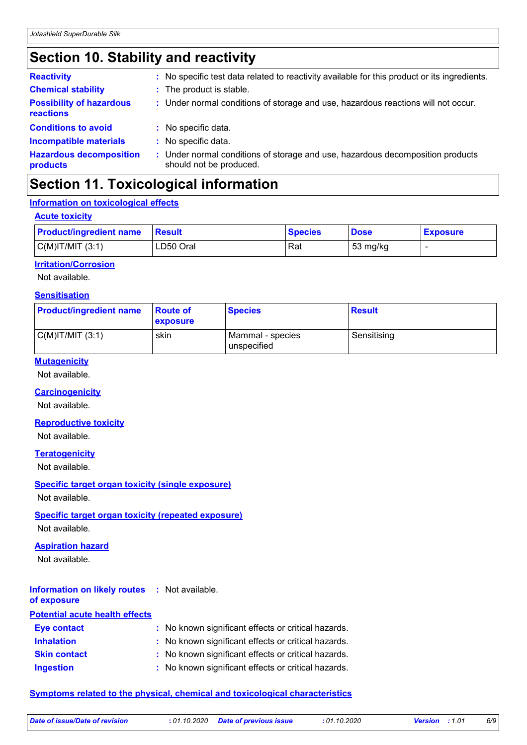## Section 10. Stability and reactivity

**Reactivity** : No specific test data related to reactivity available for this product or its ingredients.

**Chemical stability** : The product is stable.

**Possibility of hazardous reactions** : Under normal conditions of storage and use, hazardous reactions will not occur.

**Conditions to avoid** : No specific data.

**Incompatible materials** : No specific data.

**Hazardous decomposition products** : Under normal conditions of storage and use, hazardous decomposition products should not be produced.

## Section 11. Toxicological information

### Information on toxicological effects

#### Acute toxicity

| Product/ingredient name | Result | Species | Dose | Exposure |
|---|---|---|---|---|
| C(M)IT/MIT (3:1) | LD50 Oral | Rat | 53 mg/kg | - |

#### Irritation/Corrosion

Not available.

#### Sensitisation

| Product/ingredient name | Route of exposure | Species | Result |
|---|---|---|---|
| C(M)IT/MIT (3:1) | skin | Mammal - species unspecified | Sensitising |

#### Mutagenicity

Not available.

#### Carcinogenicity

Not available.

#### Reproductive toxicity

Not available.

#### Teratogenicity

Not available.

#### Specific target organ toxicity (single exposure)

Not available.

#### Specific target organ toxicity (repeated exposure)

Not available.

#### Aspiration hazard

Not available.

**Information on likely routes of exposure** : Not available.

### Potential acute health effects

**Eye contact** : No known significant effects or critical hazards.

**Inhalation** : No known significant effects or critical hazards.

**Skin contact** : No known significant effects or critical hazards.

**Ingestion** : No known significant effects or critical hazards.

### Symptoms related to the physical, chemical and toxicological characteristics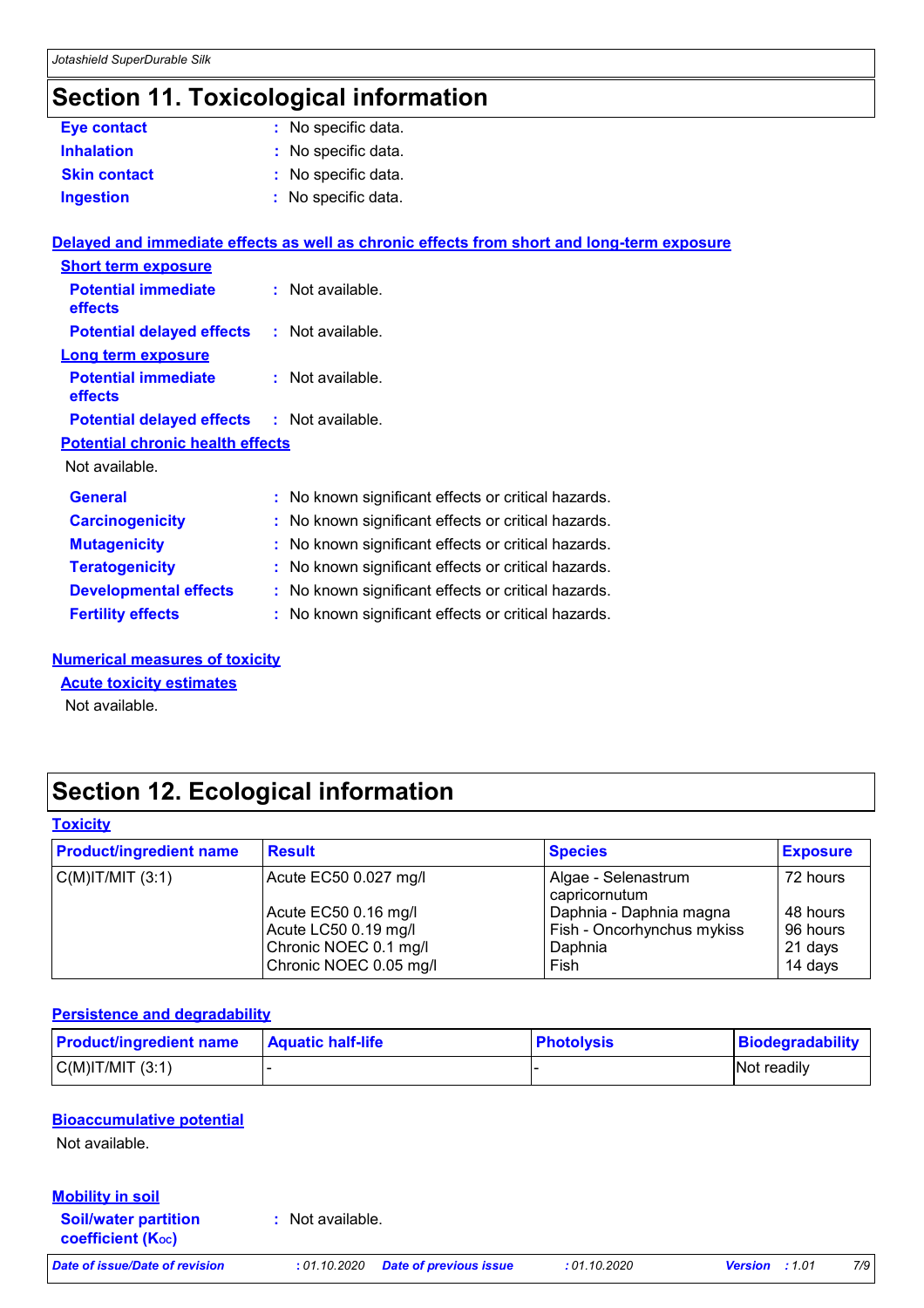# Section 11. Toxicological information

**Eye contact** : No specific data.

**Inhalation** : No specific data.

**Skin contact** : No specific data.

**Ingestion** : No specific data.

## Delayed and immediate effects as well as chronic effects from short and long-term exposure

### Short term exposure

**Potential immediate effects** : Not available.

**Potential delayed effects** : Not available.

### Long term exposure

**Potential immediate effects** : Not available.

**Potential delayed effects** : Not available.

### Potential chronic health effects

Not available.

**General** : No known significant effects or critical hazards.

**Carcinogenicity** : No known significant effects or critical hazards.

**Mutagenicity** : No known significant effects or critical hazards.

**Teratogenicity** : No known significant effects or critical hazards.

**Developmental effects** : No known significant effects or critical hazards.

**Fertility effects** : No known significant effects or critical hazards.

## Numerical measures of toxicity

### Acute toxicity estimates

Not available.

# Section 12. Ecological information

## Toxicity

| Product/ingredient name | Result | Species | Exposure |
|---|---|---|---|
| C(M)IT/MIT (3:1) | Acute EC50 0.027 mg/l | Algae - Selenastrum capricornutum | 72 hours |
| | Acute EC50 0.16 mg/l | Daphnia - Daphnia magna | 48 hours |
| | Acute LC50 0.19 mg/l | Fish - Oncorhynchus mykiss | 96 hours |
| | Chronic NOEC 0.1 mg/l | Daphnia | 21 days |
| | Chronic NOEC 0.05 mg/l | Fish | 14 days |

## Persistence and degradability

| Product/ingredient name | Aquatic half-life | Photolysis | Biodegradability |
|---|---|---|---|
| C(M)IT/MIT (3:1) | - | - | Not readily |

## Bioaccumulative potential

Not available.

## Mobility in soil

**Soil/water partition coefficient ($K_{OC}$)** : Not available.

*Date of issue/Date of revision* : 01.10.2020 *Date of previous issue* : 01.10.2020 *Version* : 1.01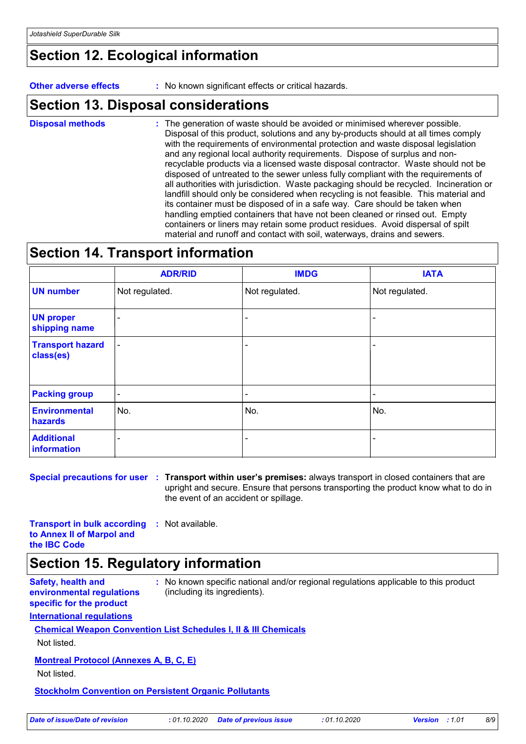## Section 12. Ecological information

**Other adverse effects** : No known significant effects or critical hazards.

## Section 13. Disposal considerations

**Disposal methods** : The generation of waste should be avoided or minimised wherever possible. Disposal of this product, solutions and any by-products should at all times comply with the requirements of environmental protection and waste disposal legislation and any regional local authority requirements. Dispose of surplus and non-recyclable products via a licensed waste disposal contractor. Waste should not be disposed of untreated to the sewer unless fully compliant with the requirements of all authorities with jurisdiction. Waste packaging should be recycled. Incineration or landfill should only be considered when recycling is not feasible. This material and its container must be disposed of in a safe way. Care should be taken when handling emptied containers that have not been cleaned or rinsed out. Empty containers or liners may retain some product residues. Avoid dispersal of spilt material and runoff and contact with soil, waterways, drains and sewers.

## Section 14. Transport information

| | ADR/RID | IMDG | IATA |
|---|---|---|---|
| **UN number** | Not regulated. | Not regulated. | Not regulated. |
| **UN proper shipping name** | - | - | - |
| **Transport hazard class(es)** | - | - | - |
| **Packing group** | - | - | - |
| **Environmental hazards** | No. | No. | No. |
| **Additional information** | - | - | - |

**Special precautions for user** : **Transport within user's premises:** always transport in closed containers that are upright and secure. Ensure that persons transporting the product know what to do in the event of an accident or spillage.

**Transport in bulk according to Annex II of Marpol and the IBC Code** : Not available.

## Section 15. Regulatory information

**Safety, health and environmental regulations specific for the product** : No known specific national and/or regional regulations applicable to this product (including its ingredients).

**International regulations**

**Chemical Weapon Convention List Schedules I, II & III Chemicals**

Not listed.

**Montreal Protocol (Annexes A, B, C, E)**

Not listed.

**Stockholm Convention on Persistent Organic Pollutants**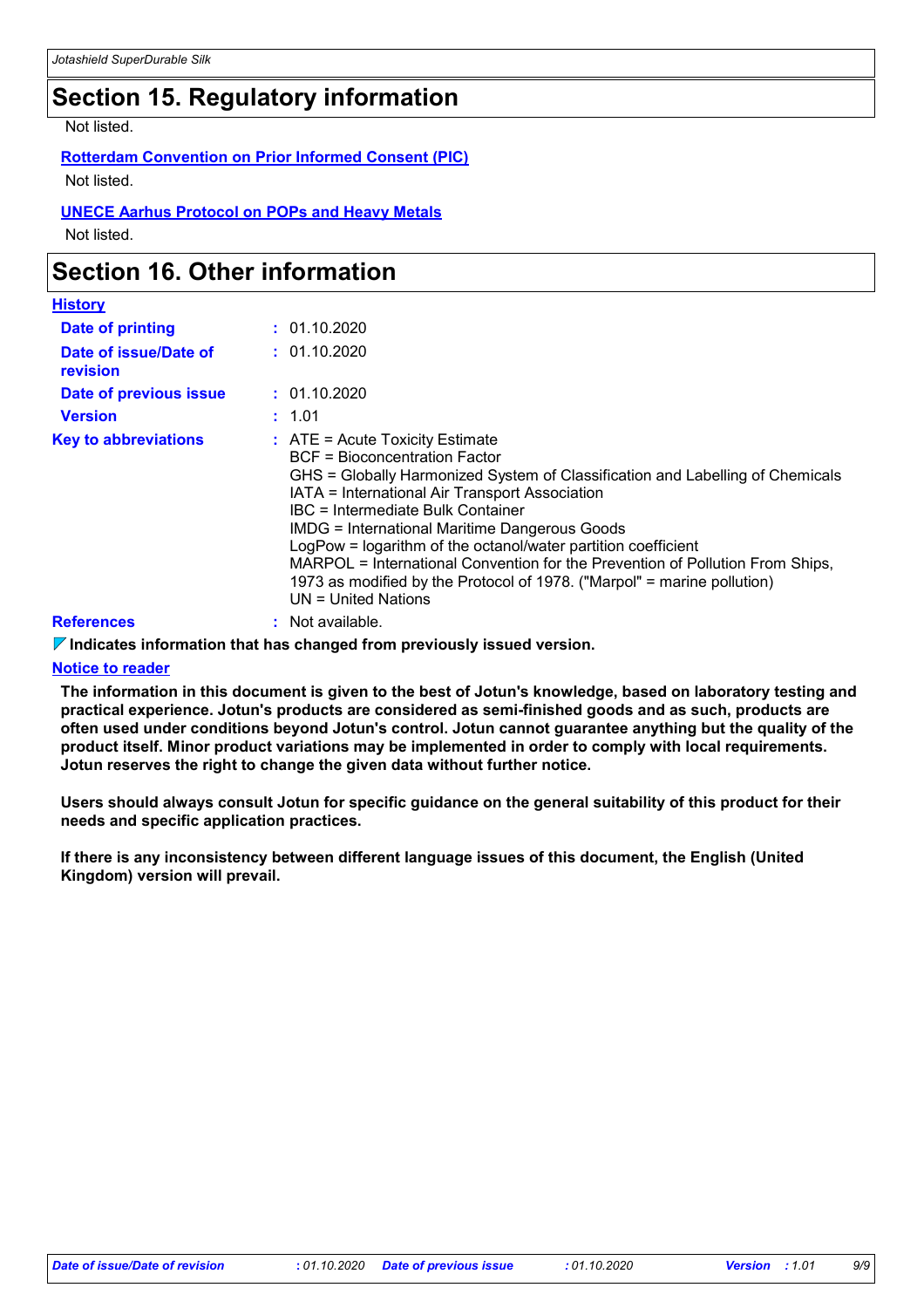## Section 15. Regulatory information

Not listed.

**Rotterdam Convention on Prior Informed Consent (PIC)**

Not listed.

**UNECE Aarhus Protocol on POPs and Heavy Metals**

Not listed.

## Section 16. Other information

**History**

| | |
|---|---|
| **Date of printing** | : 01.10.2020 |
| **Date of issue/Date of revision** | : 01.10.2020 |
| **Date of previous issue** | : 01.10.2020 |
| **Version** | : 1.01 |
| **Key to abbreviations** | : ATE = Acute Toxicity Estimate<br>BCF = Bioconcentration Factor<br>GHS = Globally Harmonized System of Classification and Labelling of Chemicals<br>IATA = International Air Transport Association<br>IBC = Intermediate Bulk Container<br>IMDG = International Maritime Dangerous Goods<br>LogPow = logarithm of the octanol/water partition coefficient<br>MARPOL = International Convention for the Prevention of Pollution From Ships, 1973 as modified by the Protocol of 1978. ("Marpol" = marine pollution)<br>UN = United Nations |
| **References** | : Not available. |

**Indicates information that has changed from previously issued version.**

**Notice to reader**

**The information in this document is given to the best of Jotun's knowledge, based on laboratory testing and practical experience. Jotun's products are considered as semi-finished goods and as such, products are often used under conditions beyond Jotun's control. Jotun cannot guarantee anything but the quality of the product itself. Minor product variations may be implemented in order to comply with local requirements. Jotun reserves the right to change the given data without further notice.**

**Users should always consult Jotun for specific guidance on the general suitability of this product for their needs and specific application practices.**

**If there is any inconsistency between different language issues of this document, the English (United Kingdom) version will prevail.**